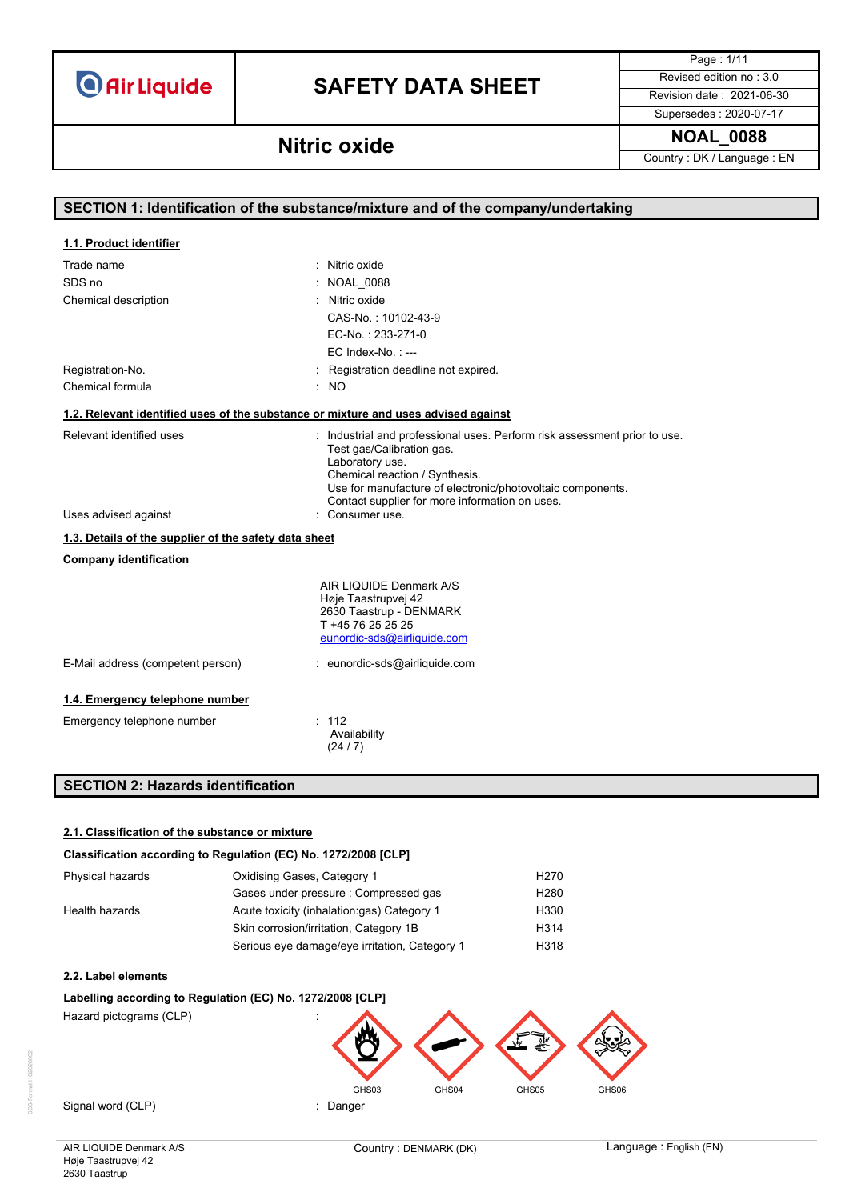# SAFETY DATA SHEET

## Nitric oxide

NOAL_0088

Country : DK / Language : EN

Revised edition no : 3.0
Revision date : 2021-06-30
Supersedes : 2020-07-17

## SECTION 1: Identification of the substance/mixture and of the company/undertaking

### 1.1. Product identifier

| | |
|---|---|
| Trade name | : Nitric oxide |
| SDS no | : NOAL_0088 |
| Chemical description | : Nitric oxide<br>CAS-No. : 10102-43-9<br>EC-No. : 233-271-0<br>EC Index-No. : --- |
| Registration-No. | : Registration deadline not expired. |
| Chemical formula | : NO |

### 1.2. Relevant identified uses of the substance or mixture and uses advised against

| | |
|---|---|
| Relevant identified uses | : Industrial and professional uses. Perform risk assessment prior to use.<br>Test gas/Calibration gas.<br>Laboratory use.<br>Chemical reaction / Synthesis.<br>Use for manufacture of electronic/photovoltaic components.<br>Contact supplier for more information on uses. |
| Uses advised against | : Consumer use. |

### 1.3. Details of the supplier of the safety data sheet

**Company identification**

AIR LIQUIDE Denmark A/S
Høje Taastrupvej 42
2630 Taastrup - DENMARK
T +45 76 25 25 25
eunordic-sds@airliquide.com

| | |
|---|---|
| E-Mail address (competent person) | : eunordic-sds@airliquide.com |

### 1.4. Emergency telephone number

| | |
|---|---|
| Emergency telephone number | : 112<br>Availability<br>(24 / 7) |

## SECTION 2: Hazards identification

### 2.1. Classification of the substance or mixture

**Classification according to Regulation (EC) No. 1272/2008 [CLP]**

| | | |
|---|---|---|
| Physical hazards | Oxidising Gases, Category 1 | H270 |
| | Gases under pressure : Compressed gas | H280 |
| Health hazards | Acute toxicity (inhalation:gas) Category 1 | H330 |
| | Skin corrosion/irritation, Category 1B | H314 |
| | Serious eye damage/eye irritation, Category 1 | H318 |

### 2.2. Label elements

**Labelling according to Regulation (EC) No. 1272/2008 [CLP]**

Hazard pictograms (CLP) :

GHS03 GHS04 GHS05 GHS06

Signal word (CLP) : Danger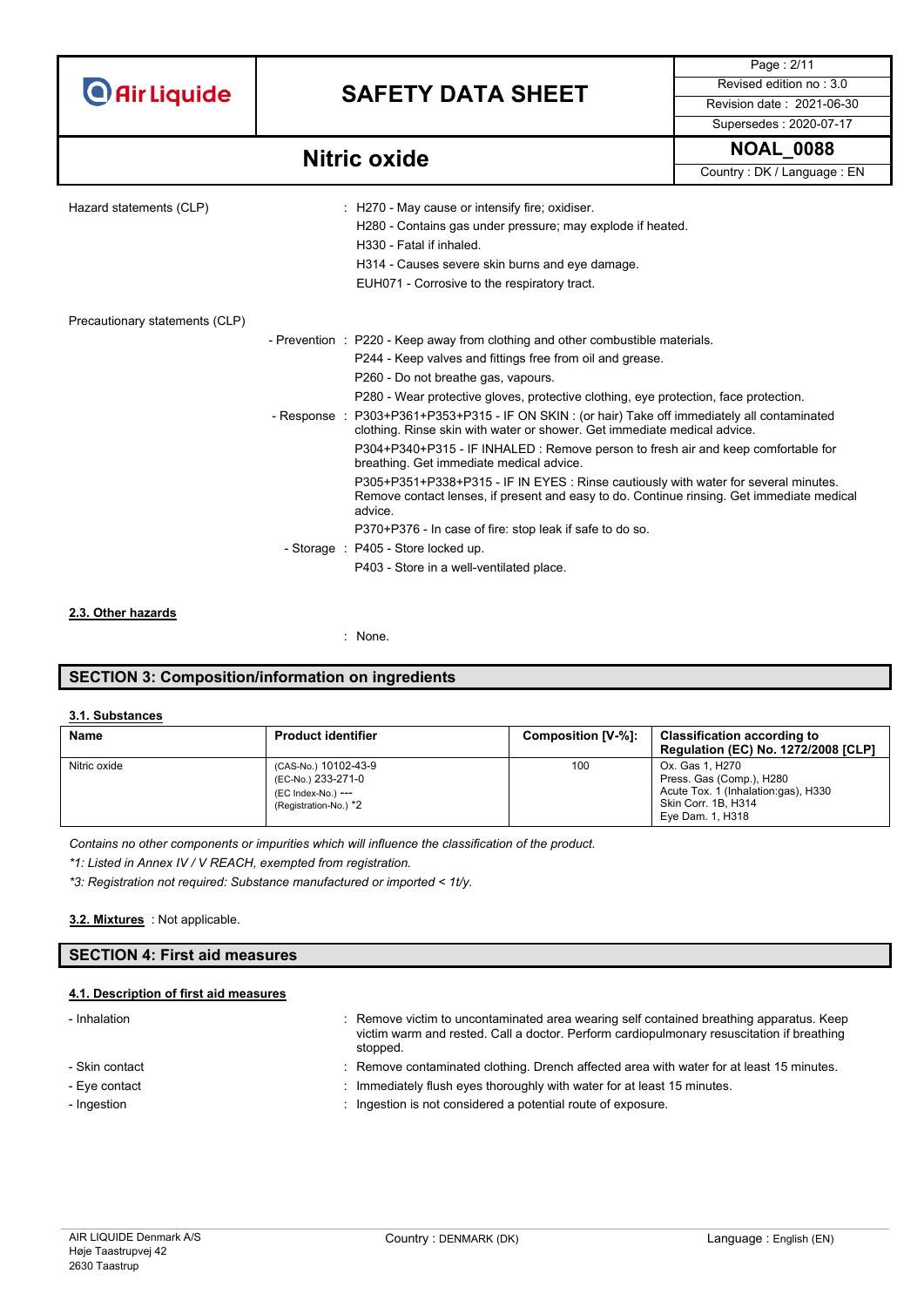Hazard statements (CLP) : H270 - May cause or intensify fire; oxidiser.
H280 - Contains gas under pressure; may explode if heated.
H330 - Fatal if inhaled.
H314 - Causes severe skin burns and eye damage.
EUH071 - Corrosive to the respiratory tract.

Precautionary statements (CLP)

- Prevention : P220 - Keep away from clothing and other combustible materials.
P244 - Keep valves and fittings free from oil and grease.
P260 - Do not breathe gas, vapours.
P280 - Wear protective gloves, protective clothing, eye protection, face protection.
- Response : P303+P361+P353+P315 - IF ON SKIN : (or hair) Take off immediately all contaminated clothing. Rinse skin with water or shower. Get immediate medical advice.
P304+P340+P315 - IF INHALED : Remove person to fresh air and keep comfortable for breathing. Get immediate medical advice.
P305+P351+P338+P315 - IF IN EYES : Rinse cautiously with water for several minutes. Remove contact lenses, if present and easy to do. Continue rinsing. Get immediate medical advice.
P370+P376 - In case of fire: stop leak if safe to do so.
- Storage : P405 - Store locked up.
P403 - Store in a well-ventilated place.

### 2.3. Other hazards

: None.

## SECTION 3: Composition/information on ingredients

### 3.1. Substances

| Name | Product identifier | Composition [V-%]: | Classification according to Regulation (EC) No. 1272/2008 [CLP] |
|---|---|---|---|
| Nitric oxide | (CAS-No.) 10102-43-9<br>(EC-No.) 233-271-0<br>(EC Index-No.) ---<br>(Registration-No.) *2 | 100 | Ox. Gas 1, H270<br>Press. Gas (Comp.), H280<br>Acute Tox. 1 (Inhalation:gas), H330<br>Skin Corr. 1B, H314<br>Eye Dam. 1, H318 |

*Contains no other components or impurities which will influence the classification of the product.*

*\*1: Listed in Annex IV / V REACH, exempted from registration.*

*\*3: Registration not required: Substance manufactured or imported < 1t/y.*

**3.2. Mixtures** : Not applicable.

## SECTION 4: First aid measures

### 4.1. Description of first aid measures

- Inhalation : Remove victim to uncontaminated area wearing self contained breathing apparatus. Keep victim warm and rested. Call a doctor. Perform cardiopulmonary resuscitation if breathing stopped.
- Skin contact : Remove contaminated clothing. Drench affected area with water for at least 15 minutes.
- Eye contact : Immediately flush eyes thoroughly with water for at least 15 minutes.
- Ingestion : Ingestion is not considered a potential route of exposure.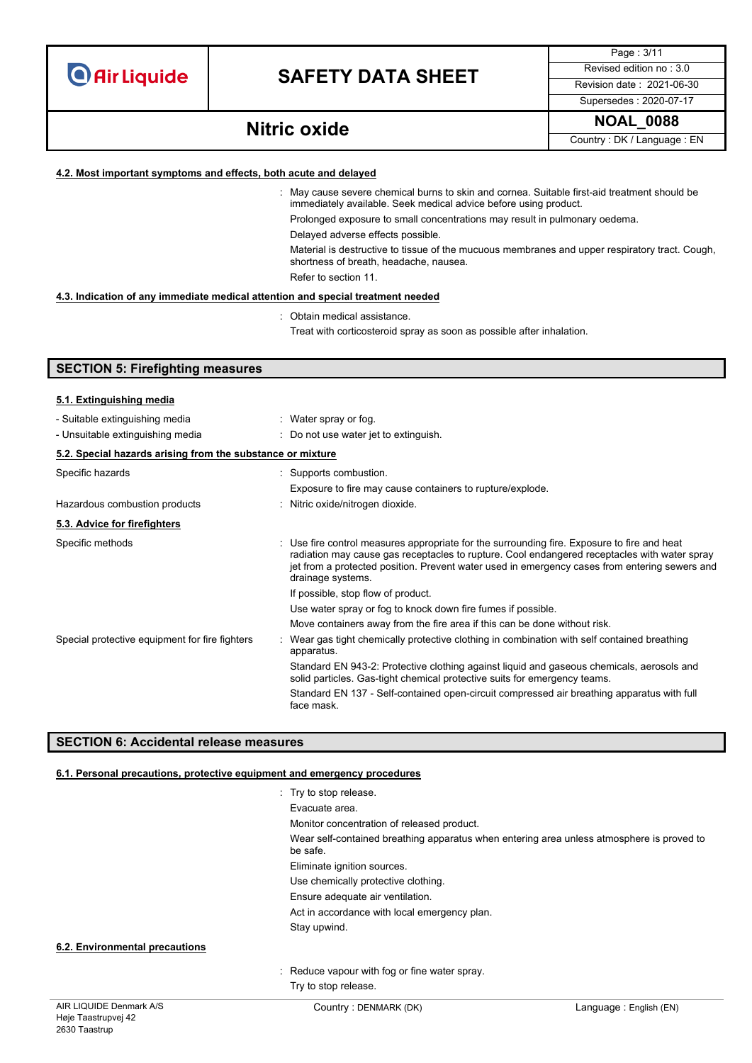#### 4.2. Most important symptoms and effects, both acute and delayed

: May cause severe chemical burns to skin and cornea. Suitable first-aid treatment should be immediately available. Seek medical advice before using product.

Prolonged exposure to small concentrations may result in pulmonary oedema.

Delayed adverse effects possible.

Material is destructive to tissue of the mucuous membranes and upper respiratory tract. Cough, shortness of breath, headache, nausea.

Refer to section 11.

#### 4.3. Indication of any immediate medical attention and special treatment needed

: Obtain medical assistance.

Treat with corticosteroid spray as soon as possible after inhalation.

## SECTION 5: Firefighting measures

#### 5.1. Extinguishing media

| | |
|---|---|
| - Suitable extinguishing media | : Water spray or fog. |
| - Unsuitable extinguishing media | : Do not use water jet to extinguish. |

#### 5.2. Special hazards arising from the substance or mixture

| | |
|---|---|
| Specific hazards | : Supports combustion.<br>Exposure to fire may cause containers to rupture/explode. |
| Hazardous combustion products | : Nitric oxide/nitrogen dioxide. |

#### 5.3. Advice for firefighters

| | |
|---|---|
| Specific methods | : Use fire control measures appropriate for the surrounding fire. Exposure to fire and heat radiation may cause gas receptacles to rupture. Cool endangered receptacles with water spray jet from a protected position. Prevent water used in emergency cases from entering sewers and drainage systems.<br>If possible, stop flow of product.<br>Use water spray or fog to knock down fire fumes if possible.<br>Move containers away from the fire area if this can be done without risk. |
| Special protective equipment for fire fighters | : Wear gas tight chemically protective clothing in combination with self contained breathing apparatus.<br>Standard EN 943-2: Protective clothing against liquid and gaseous chemicals, aerosols and solid particles. Gas-tight chemical protective suits for emergency teams.<br>Standard EN 137 - Self-contained open-circuit compressed air breathing apparatus with full face mask. |

## SECTION 6: Accidental release measures

#### 6.1. Personal precautions, protective equipment and emergency procedures

: Try to stop release.

Evacuate area.

Monitor concentration of released product.

Wear self-contained breathing apparatus when entering area unless atmosphere is proved to be safe.

Eliminate ignition sources.

Use chemically protective clothing.

Ensure adequate air ventilation.

Act in accordance with local emergency plan.

Stay upwind.

#### 6.2. Environmental precautions

: Reduce vapour with fog or fine water spray.

Try to stop release.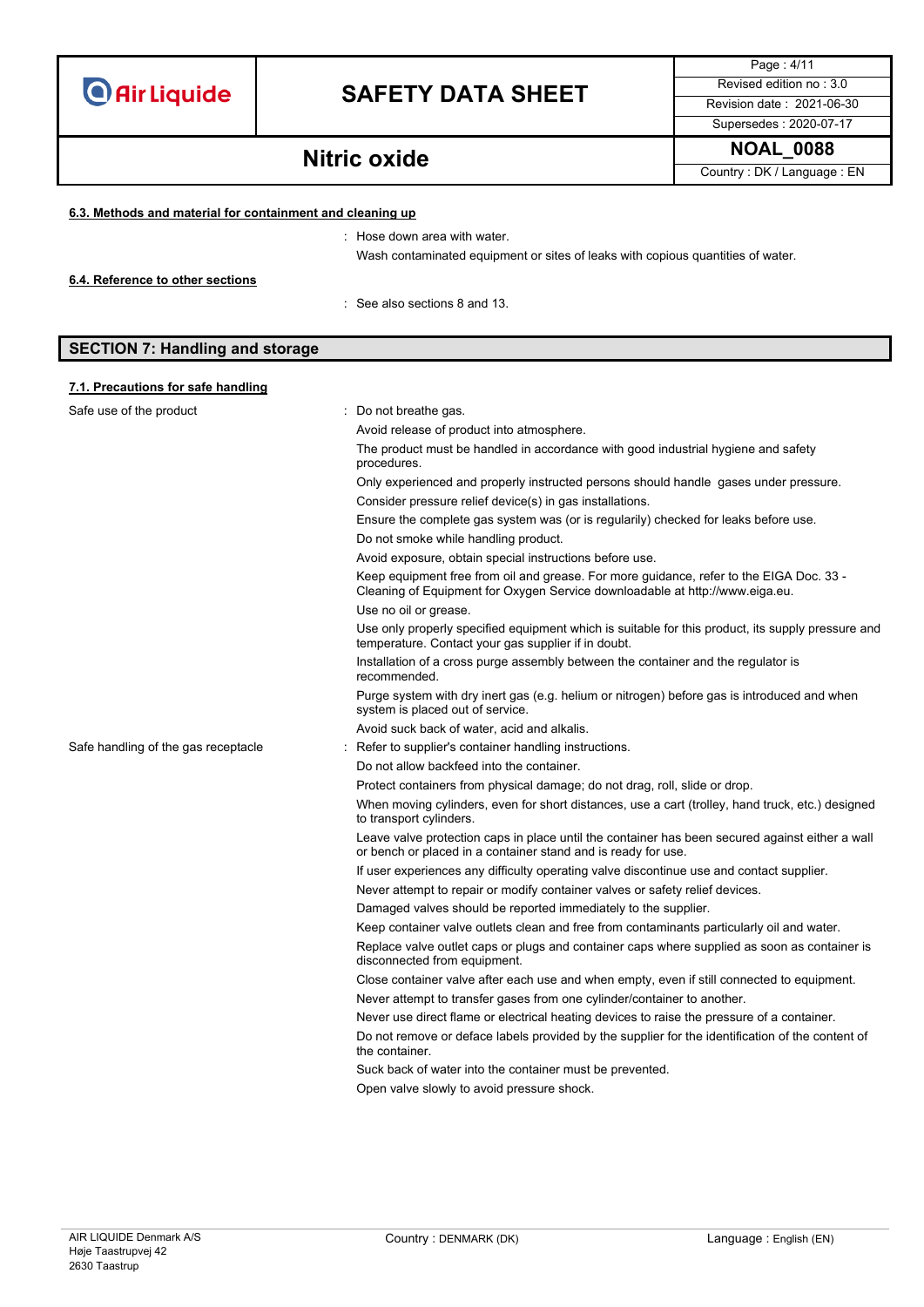#### 6.3. Methods and material for containment and cleaning up

: Hose down area with water.

Wash contaminated equipment or sites of leaks with copious quantities of water.

#### 6.4. Reference to other sections

: See also sections 8 and 13.

## SECTION 7: Handling and storage

#### 7.1. Precautions for safe handling

Safe use of the product : Do not breathe gas.

Avoid release of product into atmosphere.

The product must be handled in accordance with good industrial hygiene and safety procedures.

Only experienced and properly instructed persons should handle gases under pressure.

Consider pressure relief device(s) in gas installations.

Ensure the complete gas system was (or is regularily) checked for leaks before use.

Do not smoke while handling product.

Avoid exposure, obtain special instructions before use.

Keep equipment free from oil and grease. For more guidance, refer to the EIGA Doc. 33 - Cleaning of Equipment for Oxygen Service downloadable at http://www.eiga.eu.

Use no oil or grease.

Use only properly specified equipment which is suitable for this product, its supply pressure and temperature. Contact your gas supplier if in doubt.

Installation of a cross purge assembly between the container and the regulator is recommended.

Purge system with dry inert gas (e.g. helium or nitrogen) before gas is introduced and when system is placed out of service.

Avoid suck back of water, acid and alkalis.

Safe handling of the gas receptacle : Refer to supplier's container handling instructions.

Do not allow backfeed into the container.

Protect containers from physical damage; do not drag, roll, slide or drop.

When moving cylinders, even for short distances, use a cart (trolley, hand truck, etc.) designed to transport cylinders.

Leave valve protection caps in place until the container has been secured against either a wall or bench or placed in a container stand and is ready for use.

If user experiences any difficulty operating valve discontinue use and contact supplier.

Never attempt to repair or modify container valves or safety relief devices.

Damaged valves should be reported immediately to the supplier.

Keep container valve outlets clean and free from contaminants particularly oil and water.

Replace valve outlet caps or plugs and container caps where supplied as soon as container is disconnected from equipment.

Close container valve after each use and when empty, even if still connected to equipment.

Never attempt to transfer gases from one cylinder/container to another.

Never use direct flame or electrical heating devices to raise the pressure of a container.

Do not remove or deface labels provided by the supplier for the identification of the content of the container.

Suck back of water into the container must be prevented.

Open valve slowly to avoid pressure shock.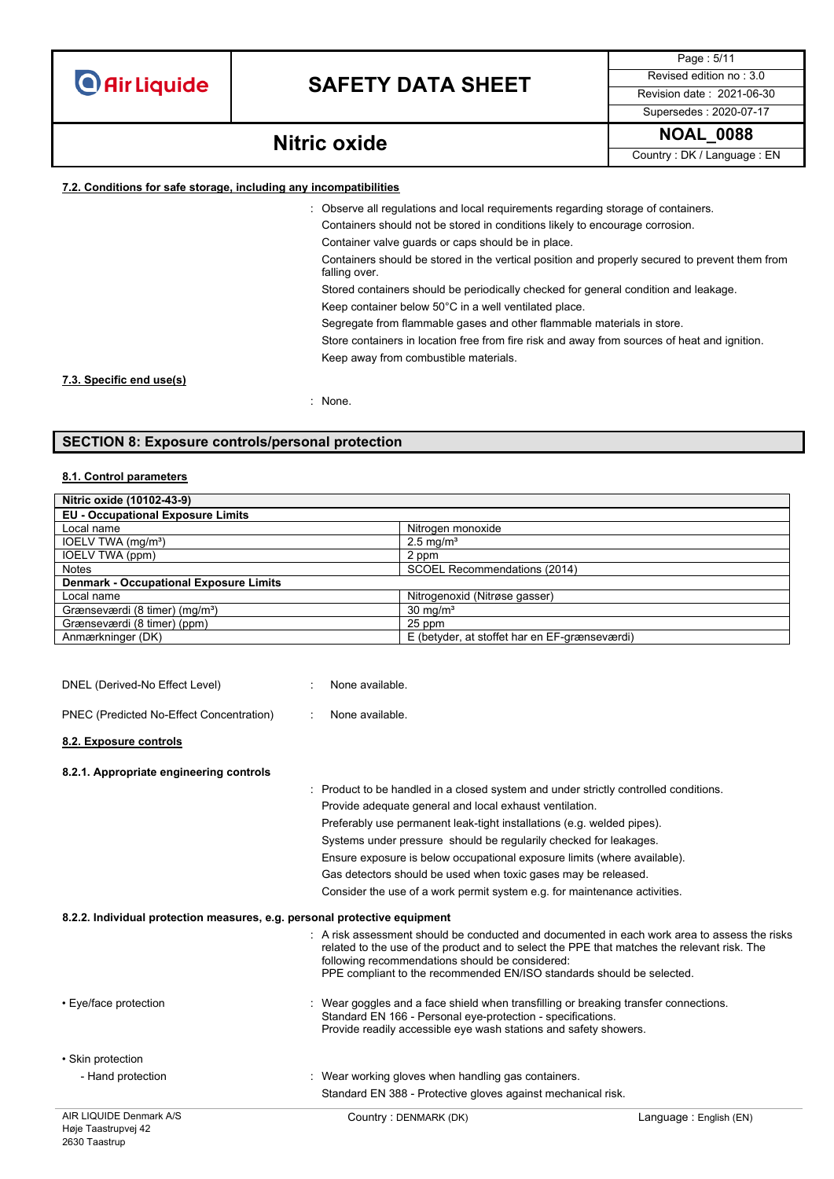#### 7.2. Conditions for safe storage, including any incompatibilities

: Observe all regulations and local requirements regarding storage of containers.
Containers should not be stored in conditions likely to encourage corrosion.
Container valve guards or caps should be in place.
Containers should be stored in the vertical position and properly secured to prevent them from falling over.
Stored containers should be periodically checked for general condition and leakage.
Keep container below 50°C in a well ventilated place.
Segregate from flammable gases and other flammable materials in store.
Store containers in location free from fire risk and away from sources of heat and ignition.
Keep away from combustible materials.

#### 7.3. Specific end use(s)

: None.

## SECTION 8: Exposure controls/personal protection

#### 8.1. Control parameters

| Nitric oxide (10102-43-9) | |
|---|---|
| **EU - Occupational Exposure Limits** | |
| Local name | Nitrogen monoxide |
| IOELV TWA (mg/m³) | 2.5 mg/m³ |
| IOELV TWA (ppm) | 2 ppm |
| Notes | SCOEL Recommendations (2014) |
| **Denmark - Occupational Exposure Limits** | |
| Local name | Nitrogenoxid (Nitrøse gasser) |
| Grænseværdi (8 timer) (mg/m³) | 30 mg/m³ |
| Grænseværdi (8 timer) (ppm) | 25 ppm |
| Anmærkninger (DK) | E (betyder, at stoffet har en EF-grænseværdi) |

DNEL (Derived-No Effect Level) : None available.

PNEC (Predicted No-Effect Concentration) : None available.

#### 8.2. Exposure controls

##### 8.2.1. Appropriate engineering controls

: Product to be handled in a closed system and under strictly controlled conditions.
Provide adequate general and local exhaust ventilation.
Preferably use permanent leak-tight installations (e.g. welded pipes).
Systems under pressure should be regularly checked for leakages.
Ensure exposure is below occupational exposure limits (where available).
Gas detectors should be used when toxic gases may be released.
Consider the use of a work permit system e.g. for maintenance activities.

##### 8.2.2. Individual protection measures, e.g. personal protective equipment

: A risk assessment should be conducted and documented in each work area to assess the risks related to the use of the product and to select the PPE that matches the relevant risk. The following recommendations should be considered:
PPE compliant to the recommended EN/ISO standards should be selected.

• Eye/face protection : Wear goggles and a face shield when transfilling or breaking transfer connections.
Standard EN 166 - Personal eye-protection - specifications.
Provide readily accessible eye wash stations and safety showers.

• Skin protection

- Hand protection : Wear working gloves when handling gas containers.
Standard EN 388 - Protective gloves against mechanical risk.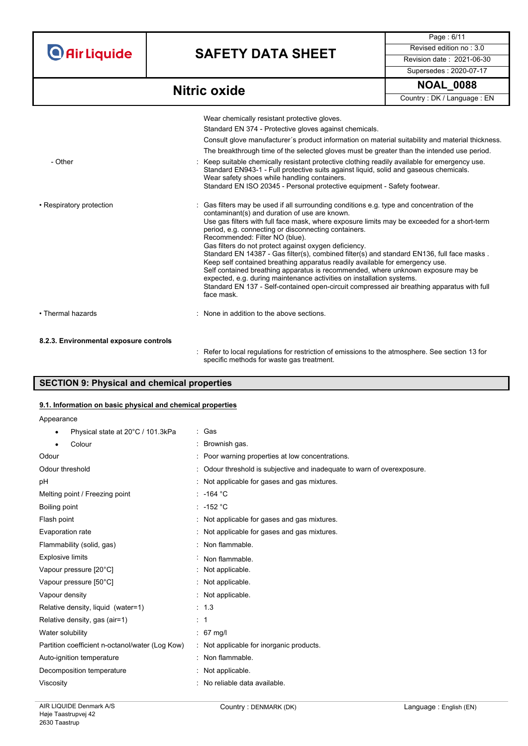| | |
|---|---|
| | Wear chemically resistant protective gloves. |
| | Standard EN 374 - Protective gloves against chemicals. |
| | Consult glove manufacturer´s product information on material suitability and material thickness. |
| | The breakthrough time of the selected gloves must be greater than the intended use period. |
| - Other | : Keep suitable chemically resistant protective clothing readily available for emergency use. Standard EN943-1 - Full protective suits against liquid, solid and gaseous chemicals. Wear safety shoes while handling containers. Standard EN ISO 20345 - Personal protective equipment - Safety footwear. |
| • Respiratory protection | : Gas filters may be used if all surrounding conditions e.g. type and concentration of the contaminant(s) and duration of use are known. Use gas filters with full face mask, where exposure limits may be exceeded for a short-term period, e.g. connecting or disconnecting containers. Recommended: Filter NO (blue). Gas filters do not protect against oxygen deficiency. Standard EN 14387 - Gas filter(s), combined filter(s) and standard EN136, full face masks . Keep self contained breathing apparatus readily available for emergency use. Self contained breathing apparatus is recommended, where unknown exposure may be expected, e.g. during maintenance activities on installation systems. Standard EN 137 - Self-contained open-circuit compressed air breathing apparatus with full face mask. |
| • Thermal hazards | : None in addition to the above sections. |

**8.2.3. Environmental exposure controls**

: Refer to local regulations for restriction of emissions to the atmosphere. See section 13 for specific methods for waste gas treatment.

## SECTION 9: Physical and chemical properties

**9.1. Information on basic physical and chemical properties**

| | |
|---|---|
| Appearance | |
| • Physical state at 20°C / 101.3kPa | : Gas |
| • Colour | : Brownish gas. |
| Odour | : Poor warning properties at low concentrations. |
| Odour threshold | : Odour threshold is subjective and inadequate to warn of overexposure. |
| pH | : Not applicable for gases and gas mixtures. |
| Melting point / Freezing point | : -164 °C |
| Boiling point | : -152 °C |
| Flash point | : Not applicable for gases and gas mixtures. |
| Evaporation rate | : Not applicable for gases and gas mixtures. |
| Flammability (solid, gas) | : Non flammable. |
| Explosive limits | : Non flammable. |
| Vapour pressure [20°C] | : Not applicable. |
| Vapour pressure [50°C] | : Not applicable. |
| Vapour density | : Not applicable. |
| Relative density, liquid (water=1) | : 1.3 |
| Relative density, gas (air=1) | : 1 |
| Water solubility | : 67 mg/l |
| Partition coefficient n-octanol/water (Log Kow) | : Not applicable for inorganic products. |
| Auto-ignition temperature | : Non flammable. |
| Decomposition temperature | : Not applicable. |
| Viscosity | : No reliable data available. |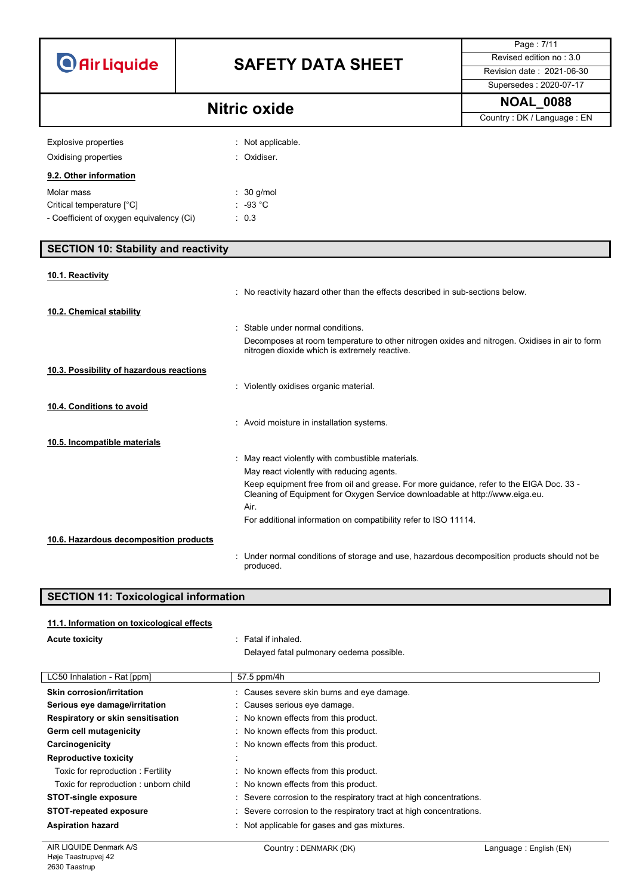| | |
|---|---|
| Explosive properties | : Not applicable. |
| Oxidising properties | : Oxidiser. |

### 9.2. Other information

| | |
|---|---|
| Molar mass | : 30 g/mol |
| Critical temperature [°C] | : -93 °C |
| - Coefficient of oxygen equivalency (Ci) | : 0.3 |

## SECTION 10: Stability and reactivity

### 10.1. Reactivity

: No reactivity hazard other than the effects described in sub-sections below.

### 10.2. Chemical stability

: Stable under normal conditions.

Decomposes at room temperature to other nitrogen oxides and nitrogen. Oxidises in air to form nitrogen dioxide which is extremely reactive.

### 10.3. Possibility of hazardous reactions

: Violently oxidises organic material.

### 10.4. Conditions to avoid

: Avoid moisture in installation systems.

### 10.5. Incompatible materials

: May react violently with combustible materials.

May react violently with reducing agents.

Keep equipment free from oil and grease. For more guidance, refer to the EIGA Doc. 33 - Cleaning of Equipment for Oxygen Service downloadable at http://www.eiga.eu.

Air.

For additional information on compatibility refer to ISO 11114.

### 10.6. Hazardous decomposition products

: Under normal conditions of storage and use, hazardous decomposition products should not be produced.

## SECTION 11: Toxicological information

### 11.1. Information on toxicological effects

**Acute toxicity** : Fatal if inhaled.

Delayed fatal pulmonary oedema possible.

| | |
|---|---|
| LC50 Inhalation - Rat [ppm] | 57.5 ppm/4h |

| | |
|---|---|
| **Skin corrosion/irritation** | : Causes severe skin burns and eye damage. |
| **Serious eye damage/irritation** | : Causes serious eye damage. |
| **Respiratory or skin sensitisation** | : No known effects from this product. |
| **Germ cell mutagenicity** | : No known effects from this product. |
| **Carcinogenicity** | : No known effects from this product. |
| **Reproductive toxicity** | : |
| Toxic for reproduction : Fertility | : No known effects from this product. |
| Toxic for reproduction : unborn child | : No known effects from this product. |
| **STOT-single exposure** | : Severe corrosion to the respiratory tract at high concentrations. |
| **STOT-repeated exposure** | : Severe corrosion to the respiratory tract at high concentrations. |
| **Aspiration hazard** | : Not applicable for gases and gas mixtures. |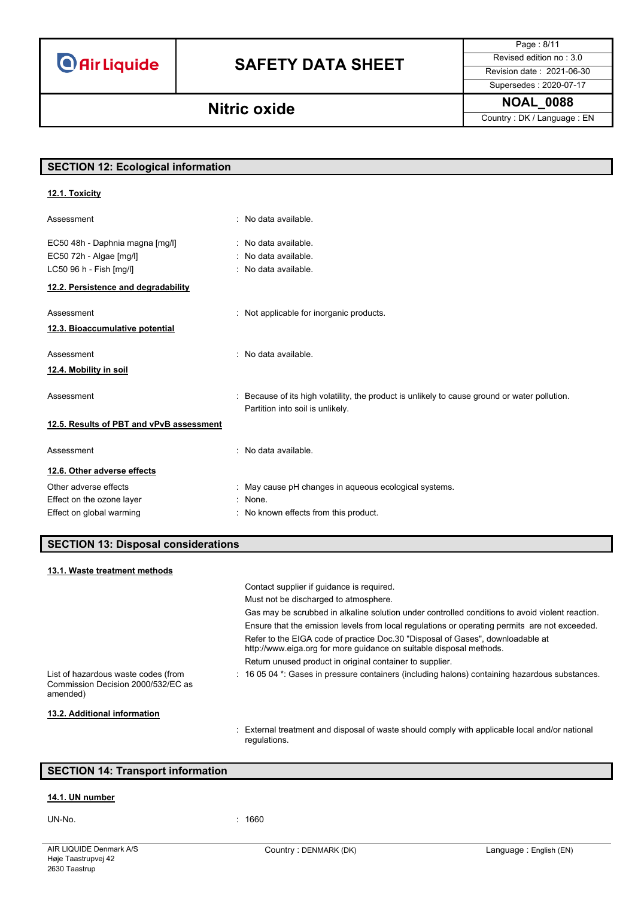## SECTION 12: Ecological information

### 12.1. Toxicity

| | |
|---|---|
| Assessment | : No data available. |
| EC50 48h - Daphnia magna [mg/l] | : No data available. |
| EC50 72h - Algae [mg/l] | : No data available. |
| LC50 96 h - Fish [mg/l] | : No data available. |

### 12.2. Persistence and degradability

| | |
|---|---|
| Assessment | : Not applicable for inorganic products. |

### 12.3. Bioaccumulative potential

| | |
|---|---|
| Assessment | : No data available. |

### 12.4. Mobility in soil

| | |
|---|---|
| Assessment | : Because of its high volatility, the product is unlikely to cause ground or water pollution. Partition into soil is unlikely. |

### 12.5. Results of PBT and vPvB assessment

| | |
|---|---|
| Assessment | : No data available. |

### 12.6. Other adverse effects

| | |
|---|---|
| Other adverse effects | : May cause pH changes in aqueous ecological systems. |
| Effect on the ozone layer | : None. |
| Effect on global warming | : No known effects from this product. |

## SECTION 13: Disposal considerations

### 13.1. Waste treatment methods

Contact supplier if guidance is required.
Must not be discharged to atmosphere.
Gas may be scrubbed in alkaline solution under controlled conditions to avoid violent reaction.
Ensure that the emission levels from local regulations or operating permits are not exceeded.
Refer to the EIGA code of practice Doc.30 "Disposal of Gases", downloadable at http://www.eiga.org for more guidance on suitable disposal methods.
Return unused product in original container to supplier.

| | |
|---|---|
| List of hazardous waste codes (from Commission Decision 2000/532/EC as amended) | : 16 05 04 *: Gases in pressure containers (including halons) containing hazardous substances. |

### 13.2. Additional information

: External treatment and disposal of waste should comply with applicable local and/or national regulations.

## SECTION 14: Transport information

### 14.1. UN number

| | |
|---|---|
| UN-No. | : 1660 |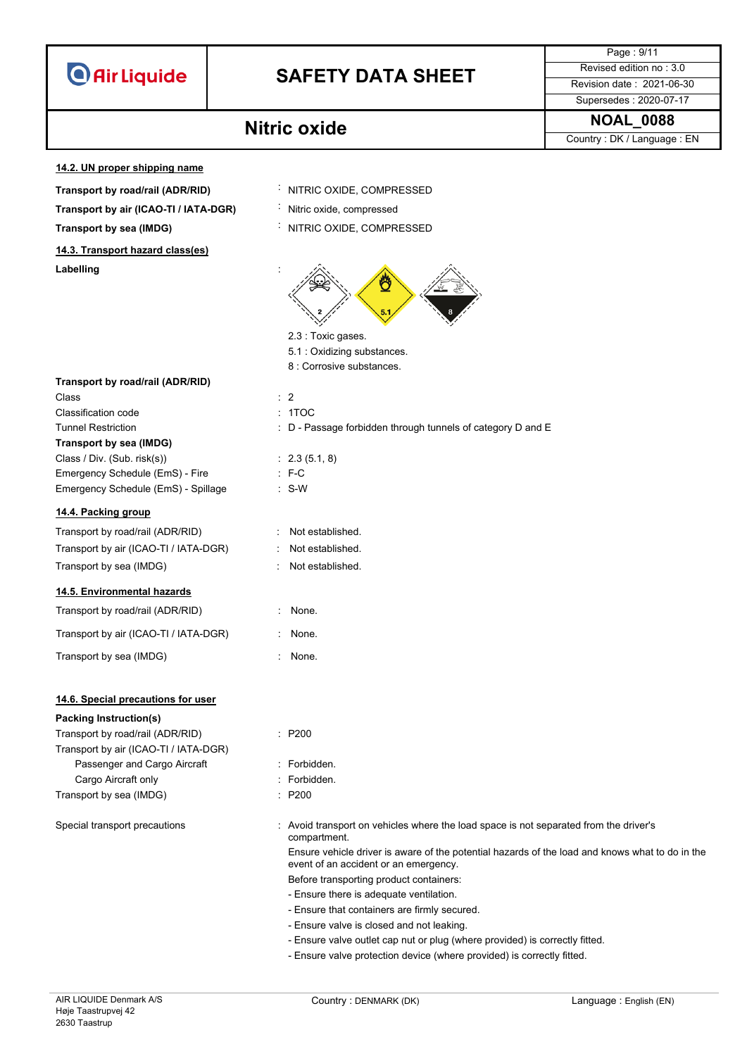#### 14.2. UN proper shipping name

| | | |
|---|---|---|
| **Transport by road/rail (ADR/RID)** | : | NITRIC OXIDE, COMPRESSED |
| **Transport by air (ICAO-TI / IATA-DGR)** | : | Nitric oxide, compressed |
| **Transport by sea (IMDG)** | : | NITRIC OXIDE, COMPRESSED |

#### 14.3. Transport hazard class(es)

**Labelling** :

2.3 : Toxic gases.
5.1 : Oxidizing substances.
8 : Corrosive substances.

**Transport by road/rail (ADR/RID)**

| | | |
|---|---|---|
| Class | : | 2 |
| Classification code | : | 1TOC |
| Tunnel Restriction | : | D - Passage forbidden through tunnels of category D and E |

**Transport by sea (IMDG)**

| | | |
|---|---|---|
| Class / Div. (Sub. risk(s)) | : | 2.3 (5.1, 8) |
| Emergency Schedule (EmS) - Fire | : | F-C |
| Emergency Schedule (EmS) - Spillage | : | S-W |

#### 14.4. Packing group

| | | |
|---|---|---|
| Transport by road/rail (ADR/RID) | : | Not established. |
| Transport by air (ICAO-TI / IATA-DGR) | : | Not established. |
| Transport by sea (IMDG) | : | Not established. |

#### 14.5. Environmental hazards

| | | |
|---|---|---|
| Transport by road/rail (ADR/RID) | : | None. |
| Transport by air (ICAO-TI / IATA-DGR) | : | None. |
| Transport by sea (IMDG) | : | None. |

#### 14.6. Special precautions for user

**Packing Instruction(s)**

| | | |
|---|---|---|
| Transport by road/rail (ADR/RID) | : | P200 |
| Transport by air (ICAO-TI / IATA-DGR) | | |
| Passenger and Cargo Aircraft | : | Forbidden. |
| Cargo Aircraft only | : | Forbidden. |
| Transport by sea (IMDG) | : | P200 |

Special transport precautions :

Avoid transport on vehicles where the load space is not separated from the driver's compartment.

Ensure vehicle driver is aware of the potential hazards of the load and knows what to do in the event of an accident or an emergency.

Before transporting product containers:

- Ensure there is adequate ventilation.
- Ensure that containers are firmly secured.
- Ensure valve is closed and not leaking.
- Ensure valve outlet cap nut or plug (where provided) is correctly fitted.
- Ensure valve protection device (where provided) is correctly fitted.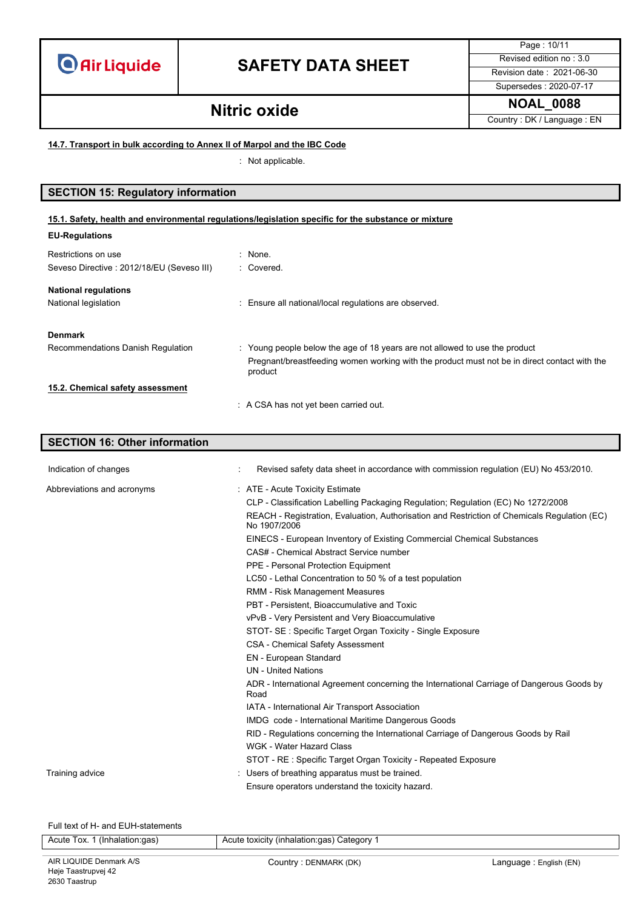#### 14.7. Transport in bulk according to Annex II of Marpol and the IBC Code

: Not applicable.

## SECTION 15: Regulatory information

### 15.1. Safety, health and environmental regulations/legislation specific for the substance or mixture

**EU-Regulations**

| | |
|---|---|
| Restrictions on use | : None. |
| Seveso Directive : 2012/18/EU (Seveso III) | : Covered. |

**National regulations**

| | |
|---|---|
| National legislation | : Ensure all national/local regulations are observed. |

**Denmark**

| | |
|---|---|
| Recommendations Danish Regulation | : Young people below the age of 18 years are not allowed to use the product<br>Pregnant/breastfeeding women working with the product must not be in direct contact with the product |

### 15.2. Chemical safety assessment

: A CSA has not yet been carried out.

## SECTION 16: Other information

| | |
|---|---|
| Indication of changes | : Revised safety data sheet in accordance with commission regulation (EU) No 453/2010. |
| Abbreviations and acronyms | : ATE - Acute Toxicity Estimate<br>CLP - Classification Labelling Packaging Regulation; Regulation (EC) No 1272/2008<br>REACH - Registration, Evaluation, Authorisation and Restriction of Chemicals Regulation (EC) No 1907/2006<br>EINECS - European Inventory of Existing Commercial Chemical Substances<br>CAS# - Chemical Abstract Service number<br>PPE - Personal Protection Equipment<br>LC50 - Lethal Concentration to 50 % of a test population<br>RMM - Risk Management Measures<br>PBT - Persistent, Bioaccumulative and Toxic<br>vPvB - Very Persistent and Very Bioaccumulative<br>STOT- SE : Specific Target Organ Toxicity - Single Exposure<br>CSA - Chemical Safety Assessment<br>EN - European Standard<br>UN - United Nations<br>ADR - International Agreement concerning the International Carriage of Dangerous Goods by Road<br>IATA - International Air Transport Association<br>IMDG code - International Maritime Dangerous Goods<br>RID - Regulations concerning the International Carriage of Dangerous Goods by Rail<br>WGK - Water Hazard Class<br>STOT - RE : Specific Target Organ Toxicity - Repeated Exposure |
| Training advice | : Users of breathing apparatus must be trained.<br>Ensure operators understand the toxicity hazard. |

Full text of H- and EUH-statements

| | |
|---|---|
| Acute Tox. 1 (Inhalation:gas) | Acute toxicity (inhalation:gas) Category 1 |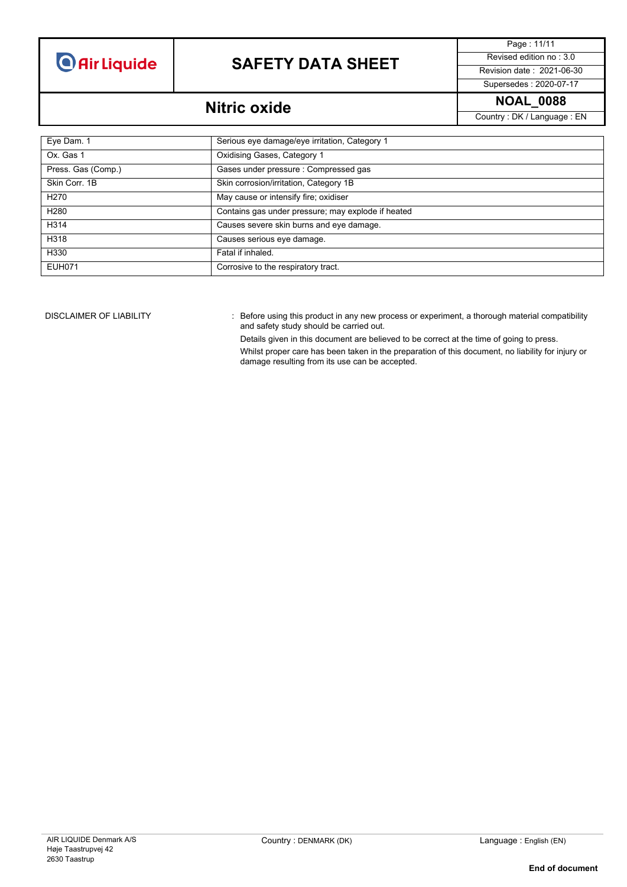| | |
|---|---|
| Eye Dam. 1 | Serious eye damage/eye irritation, Category 1 |
| Ox. Gas 1 | Oxidising Gases, Category 1 |
| Press. Gas (Comp.) | Gases under pressure : Compressed gas |
| Skin Corr. 1B | Skin corrosion/irritation, Category 1B |
| H270 | May cause or intensify fire; oxidiser |
| H280 | Contains gas under pressure; may explode if heated |
| H314 | Causes severe skin burns and eye damage. |
| H318 | Causes serious eye damage. |
| H330 | Fatal if inhaled. |
| EUH071 | Corrosive to the respiratory tract. |

DISCLAIMER OF LIABILITY : Before using this product in any new process or experiment, a thorough material compatibility and safety study should be carried out.

Details given in this document are believed to be correct at the time of going to press.

Whilst proper care has been taken in the preparation of this document, no liability for injury or damage resulting from its use can be accepted.

**End of document**